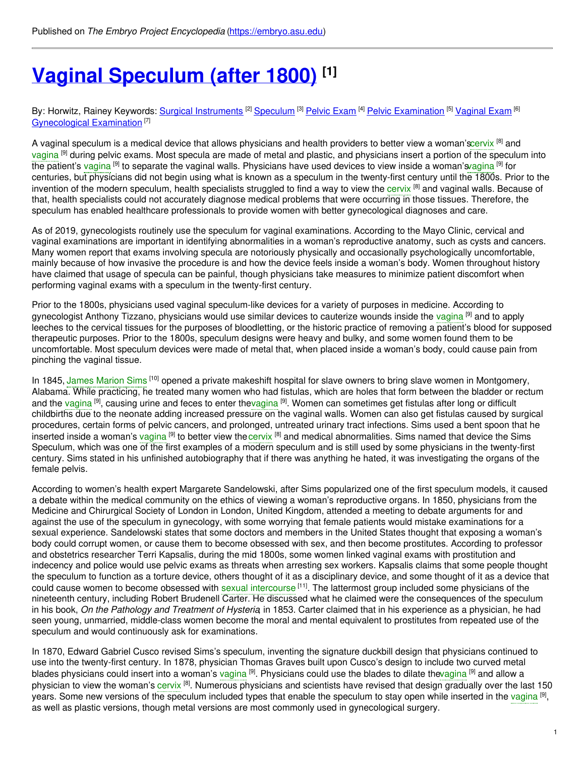Published on *The Embryo Project Encyclopedia* (https://embryo.asu.edu)

# Vaginal Speculum (after 1800) [1]

By: Horwitz, Rainey Keywords: Surgical Instruments [2] Speculum [3] Pelvic Exam [4] Pelvic Examination [5] Vaginal Exam [6] Gynecological Examination [7]

A vaginal speculum is a medical device that allows physicians and health providers to better view a woman's cervix [8] and vagina [9] during pelvic exams. Most specula are made of metal and plastic, and physicians insert a portion of the speculum into the patient's vagina [9] to separate the vaginal walls. Physicians have used devices to view inside a woman's vagina [9] for centuries, but physicians did not begin using what is known as a speculum in the twenty-first century until the 1800s. Prior to the invention of the modern speculum, health specialists struggled to find a way to view the cervix [8] and vaginal walls. Because of that, health specialists could not accurately diagnose medical problems that were occurring in those tissues. Therefore, the speculum has enabled healthcare professionals to provide women with better gynecological diagnoses and care.

As of 2019, gynecologists routinely use the speculum for vaginal examinations. According to the Mayo Clinic, cervical and vaginal examinations are important in identifying abnormalities in a woman's reproductive anatomy, such as cysts and cancers. Many women report that exams involving specula are notoriously physically and occasionally psychologically uncomfortable, mainly because of how invasive the procedure is and how the device feels inside a woman's body. Women throughout history have claimed that usage of specula can be painful, though physicians take measures to minimize patient discomfort when performing vaginal exams with a speculum in the twenty-first century.

Prior to the 1800s, physicians used vaginal speculum-like devices for a variety of purposes in medicine. According to gynecologist Anthony Tizzano, physicians would use similar devices to cauterize wounds inside the vagina [9] and to apply leeches to the cervical tissues for the purposes of bloodletting, or the historic practice of removing a patient's blood for supposed therapeutic purposes. Prior to the 1800s, speculum designs were heavy and bulky, and some women found them to be uncomfortable. Most speculum devices were made of metal that, when placed inside a woman's body, could cause pain from pinching the vaginal tissue.

In 1845, James Marion Sims [10] opened a private makeshift hospital for slave owners to bring slave women in Montgomery, Alabama. While practicing, he treated many women who had fistulas, which are holes that form between the bladder or rectum and the vagina [9], causing urine and feces to enter the vagina [9]. Women can sometimes get fistulas after long or difficult childbirths due to the neonate adding increased pressure on the vaginal walls. Women can also get fistulas caused by surgical procedures, certain forms of pelvic cancers, and prolonged, untreated urinary tract infections. Sims used a bent spoon that he inserted inside a woman's vagina [9] to better view the cervix [8] and medical abnormalities. Sims named that device the Sims Speculum, which was one of the first examples of a modern speculum and is still used by some physicians in the twenty-first century. Sims stated in his unfinished autobiography that if there was anything he hated, it was investigating the organs of the female pelvis.

According to women's health expert Margarete Sandelowski, after Sims popularized one of the first speculum models, it caused a debate within the medical community on the ethics of viewing a woman's reproductive organs. In 1850, physicians from the Medicine and Chirurgical Society of London in London, United Kingdom, attended a meeting to debate arguments for and against the use of the speculum in gynecology, with some worrying that female patients would mistake examinations for a sexual experience. Sandelowski states that some doctors and members in the United States thought that exposing a woman's body could corrupt women, or cause them to become obsessed with sex, and then become prostitutes. According to professor and obstetrics researcher Terri Kapsalis, during the mid 1800s, some women linked vaginal exams with prostitution and indecency and police would use pelvic exams as threats when arresting sex workers. Kapsalis claims that some people thought the speculum to function as a torture device, others thought of it as a disciplinary device, and some thought of it as a device that could cause women to become obsessed with sexual intercourse [11]. The lattermost group included some physicians of the nineteenth century, including Robert Brudenell Carter. He discussed what he claimed were the consequences of the speculum in his book, *On the Pathology and Treatment of Hysteria*, in 1853. Carter claimed that in his experience as a physician, he had seen young, unmarried, middle-class women become the moral and mental equivalent to prostitutes from repeated use of the speculum and would continuously ask for examinations.

In 1870, Edward Gabriel Cusco revised Sims's speculum, inventing the signature duckbill design that physicians continued to use into the twenty-first century. In 1878, physician Thomas Graves built upon Cusco's design to include two curved metal blades physicians could insert into a woman's vagina [9]. Physicians could use the blades to dilate the vagina [9] and allow a physician to view the woman's cervix [8]. Numerous physicians and scientists have revised that design gradually over the last 150 years. Some new versions of the speculum included types that enable the speculum to stay open while inserted in the vagina [9], as well as plastic versions, though metal versions are most commonly used in gynecological surgery.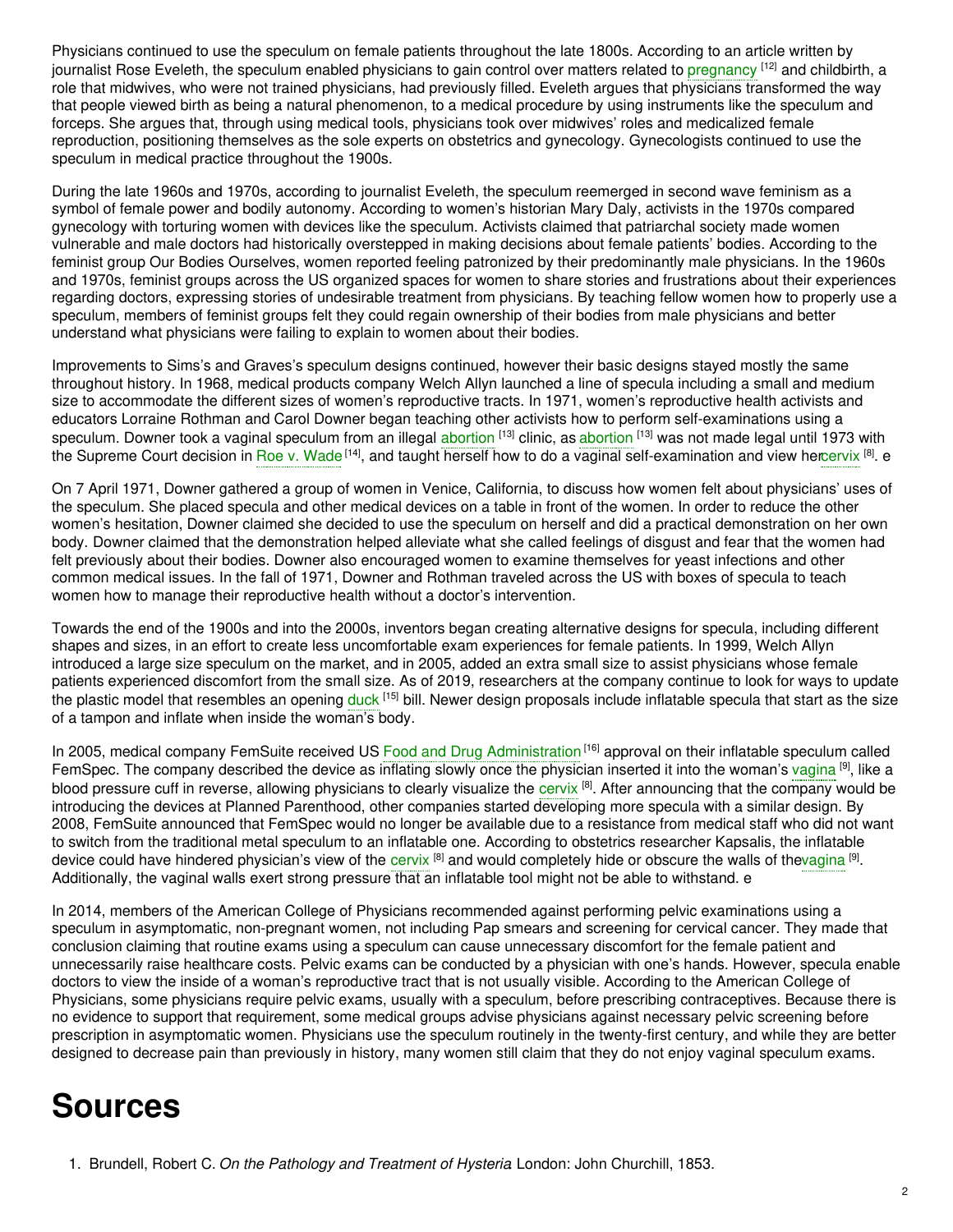Physicians continued to use the speculum on female patients throughout the late 1800s. According to an article written by journalist Rose Eveleth, the speculum enabled physicians to gain control over matters related to pregnancy [12] and childbirth, a role that midwives, who were not trained physicians, had previously filled. Eveleth argues that physicians transformed the way that people viewed birth as being a natural phenomenon, to a medical procedure by using instruments like the speculum and forceps. She argues that, through using medical tools, physicians took over midwives' roles and medicalized female reproduction, positioning themselves as the sole experts on obstetrics and gynecology. Gynecologists continued to use the speculum in medical practice throughout the 1900s.

During the late 1960s and 1970s, according to journalist Eveleth, the speculum reemerged in second wave feminism as a symbol of female power and bodily autonomy. According to women's historian Mary Daly, activists in the 1970s compared gynecology with torturing women with devices like the speculum. Activists claimed that patriarchal society made women vulnerable and male doctors had historically overstepped in making decisions about female patients' bodies. According to the feminist group Our Bodies Ourselves, women reported feeling patronized by their predominantly male physicians. In the 1960s and 1970s, feminist groups across the US organized spaces for women to share stories and frustrations about their experiences regarding doctors, expressing stories of undesirable treatment from physicians. By teaching fellow women how to properly use a speculum, members of feminist groups felt they could regain ownership of their bodies from male physicians and better understand what physicians were failing to explain to women about their bodies.

Improvements to Sims's and Graves's speculum designs continued, however their basic designs stayed mostly the same throughout history. In 1968, medical products company Welch Allyn launched a line of specula including a small and medium size to accommodate the different sizes of women's reproductive tracts. In 1971, women's reproductive health activists and educators Lorraine Rothman and Carol Downer began teaching other activists how to perform self-examinations using a speculum. Downer took a vaginal speculum from an illegal abortion [13] clinic, as abortion [13] was not made legal until 1973 with the Supreme Court decision in Roe v. Wade [14], and taught herself how to do a vaginal self-examination and view her cervix [8]. e

On 7 April 1971, Downer gathered a group of women in Venice, California, to discuss how women felt about physicians' uses of the speculum. She placed specula and other medical devices on a table in front of the women. In order to reduce the other women's hesitation, Downer claimed she decided to use the speculum on herself and did a practical demonstration on her own body. Downer claimed that the demonstration helped alleviate what she called feelings of disgust and fear that the women had felt previously about their bodies. Downer also encouraged women to examine themselves for yeast infections and other common medical issues. In the fall of 1971, Downer and Rothman traveled across the US with boxes of specula to teach women how to manage their reproductive health without a doctor's intervention.

Towards the end of the 1900s and into the 2000s, inventors began creating alternative designs for specula, including different shapes and sizes, in an effort to create less uncomfortable exam experiences for female patients. In 1999, Welch Allyn introduced a large size speculum on the market, and in 2005, added an extra small size to assist physicians whose female patients experienced discomfort from the small size. As of 2019, researchers at the company continue to look for ways to update the plastic model that resembles an opening duck [15] bill. Newer design proposals include inflatable specula that start as the size of a tampon and inflate when inside the woman's body.

In 2005, medical company FemSuite received US Food and Drug Administration [16] approval on their inflatable speculum called FemSpec. The company described the device as inflating slowly once the physician inserted it into the woman's vagina [9], like a blood pressure cuff in reverse, allowing physicians to clearly visualize the cervix [8]. After announcing that the company would be introducing the devices at Planned Parenthood, other companies started developing more specula with a similar design. By 2008, FemSuite announced that FemSpec would no longer be available due to a resistance from medical staff who did not want to switch from the traditional metal speculum to an inflatable one. According to obstetrics researcher Kapsalis, the inflatable device could have hindered physician's view of the cervix [8] and would completely hide or obscure the walls of the vagina [9]. Additionally, the vaginal walls exert strong pressure that an inflatable tool might not be able to withstand. e

In 2014, members of the American College of Physicians recommended against performing pelvic examinations using a speculum in asymptomatic, non-pregnant women, not including Pap smears and screening for cervical cancer. They made that conclusion claiming that routine exams using a speculum can cause unnecessary discomfort for the female patient and unnecessarily raise healthcare costs. Pelvic exams can be conducted by a physician with one's hands. However, specula enable doctors to view the inside of a woman's reproductive tract that is not usually visible. According to the American College of Physicians, some physicians require pelvic exams, usually with a speculum, before prescribing contraceptives. Because there is no evidence to support that requirement, some medical groups advise physicians against necessary pelvic screening before prescription in asymptomatic women. Physicians use the speculum routinely in the twenty-first century, and while they are better designed to decrease pain than previously in history, many women still claim that they do not enjoy vaginal speculum exams.

# Sources

1. Brundell, Robert C. *On the Pathology and Treatment of Hysteria* London: John Churchill, 1853.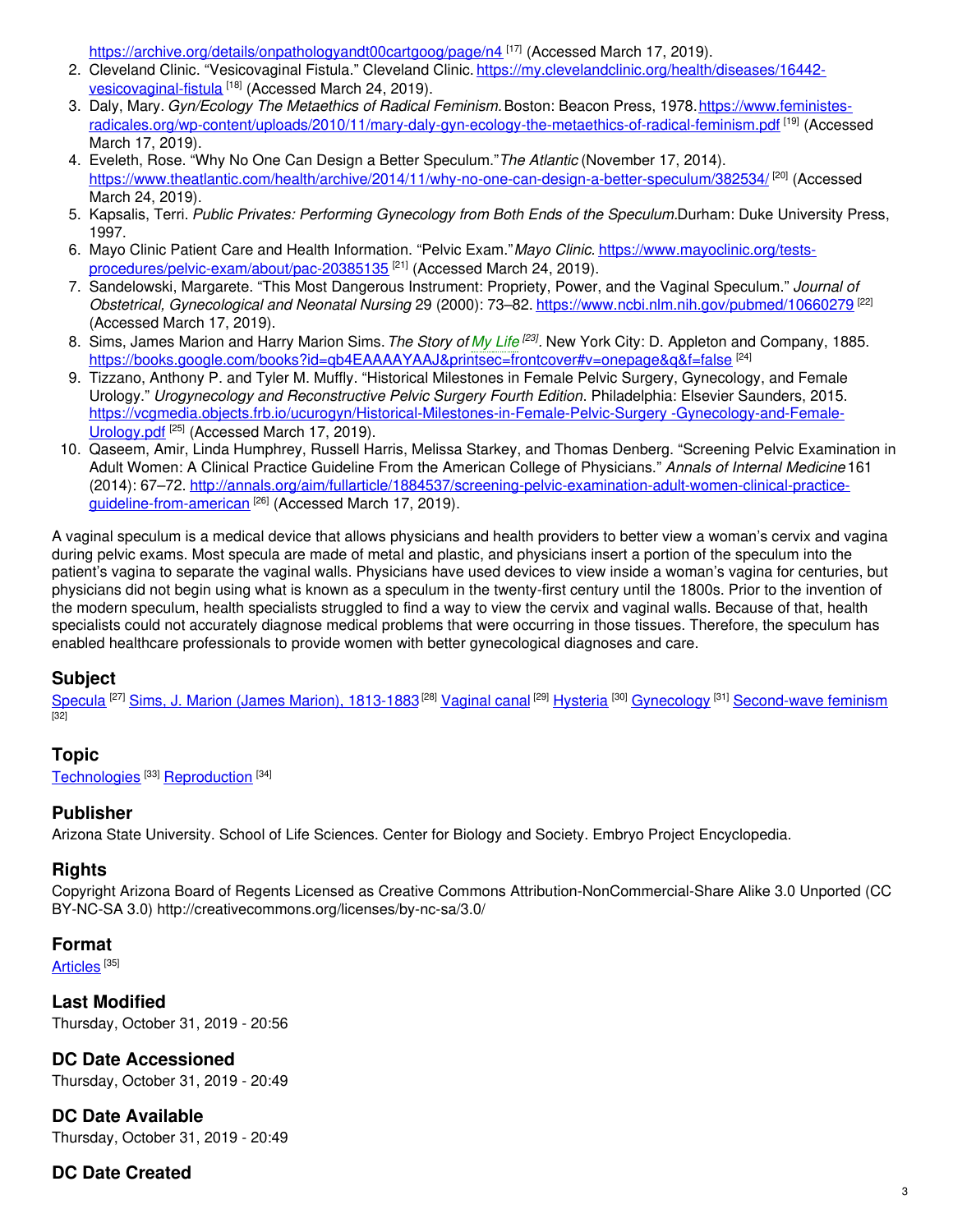https://archive.org/details/onpathologyandt00cartgoog/page/n4 [17] (Accessed March 17, 2019).

2. Cleveland Clinic. "Vesicovaginal Fistula." Cleveland Clinic. https://my.clevelandclinic.org/health/diseases/16442-vesicovaginal-fistula [18] (Accessed March 24, 2019).
3. Daly, Mary. *Gyn/Ecology The Metaethics of Radical Feminism.* Boston: Beacon Press, 1978. https://www.feministes-radicales.org/wp-content/uploads/2010/11/mary-daly-gyn-ecology-the-metaethics-of-radical-feminism.pdf [19] (Accessed March 17, 2019).
4. Eveleth, Rose. "Why No One Can Design a Better Speculum." *The Atlantic* (November 17, 2014). https://www.theatlantic.com/health/archive/2014/11/why-no-one-can-design-a-better-speculum/382534/ [20] (Accessed March 24, 2019).
5. Kapsalis, Terri. *Public Privates: Performing Gynecology from Both Ends of the Speculum.* Durham: Duke University Press, 1997.
6. Mayo Clinic Patient Care and Health Information. "Pelvic Exam." *Mayo Clinic.* https://www.mayoclinic.org/tests-procedures/pelvic-exam/about/pac-20385135 [21] (Accessed March 24, 2019).
7. Sandelowski, Margarete. "This Most Dangerous Instrument: Propriety, Power, and the Vaginal Speculum." *Journal of Obstetrical, Gynecological and Neonatal Nursing* 29 (2000): 73–82. https://www.ncbi.nlm.nih.gov/pubmed/10660279 [22] (Accessed March 17, 2019).
8. Sims, James Marion and Harry Marion Sims. *The Story of My Life* [23]. New York City: D. Appleton and Company, 1885. https://books.google.com/books?id=qb4EAAAAYAAJ&printsec=frontcover#v=onepage&q&f=false [24]
9. Tizzano, Anthony P. and Tyler M. Muffly. "Historical Milestones in Female Pelvic Surgery, Gynecology, and Female Urology." *Urogynecology and Reconstructive Pelvic Surgery Fourth Edition*. Philadelphia: Elsevier Saunders, 2015. https://vcgmedia.objects.frb.io/ucurogyn/Historical-Milestones-in-Female-Pelvic-Surgery -Gynecology-and-Female-Urology.pdf [25] (Accessed March 17, 2019).
10. Qaseem, Amir, Linda Humphrey, Russell Harris, Melissa Starkey, and Thomas Denberg. "Screening Pelvic Examination in Adult Women: A Clinical Practice Guideline From the American College of Physicians." *Annals of Internal Medicine* 161 (2014): 67–72. http://annals.org/aim/fullarticle/1884537/screening-pelvic-examination-adult-women-clinical-practice-guideline-from-american [26] (Accessed March 17, 2019).

A vaginal speculum is a medical device that allows physicians and health providers to better view a woman's cervix and vagina during pelvic exams. Most specula are made of metal and plastic, and physicians insert a portion of the speculum into the patient's vagina to separate the vaginal walls. Physicians have used devices to view inside a woman's vagina for centuries, but physicians did not begin using what is known as a speculum in the twenty-first century until the 1800s. Prior to the invention of the modern speculum, health specialists struggled to find a way to view the cervix and vaginal walls. Because of that, health specialists could not accurately diagnose medical problems that were occurring in those tissues. Therefore, the speculum has enabled healthcare professionals to provide women with better gynecological diagnoses and care.

## Subject

Specula [27] Sims, J. Marion (James Marion), 1813-1883 [28] Vaginal canal [29] Hysteria [30] Gynecology [31] Second-wave feminism [32]

## Topic

Technologies [33] Reproduction [34]

## Publisher

Arizona State University. School of Life Sciences. Center for Biology and Society. Embryo Project Encyclopedia.

## Rights

Copyright Arizona Board of Regents Licensed as Creative Commons Attribution-NonCommercial-Share Alike 3.0 Unported (CC BY-NC-SA 3.0) http://creativecommons.org/licenses/by-nc-sa/3.0/

## Format

Articles [35]

## Last Modified

Thursday, October 31, 2019 - 20:56

## DC Date Accessioned

Thursday, October 31, 2019 - 20:49

## DC Date Available

Thursday, October 31, 2019 - 20:49

## DC Date Created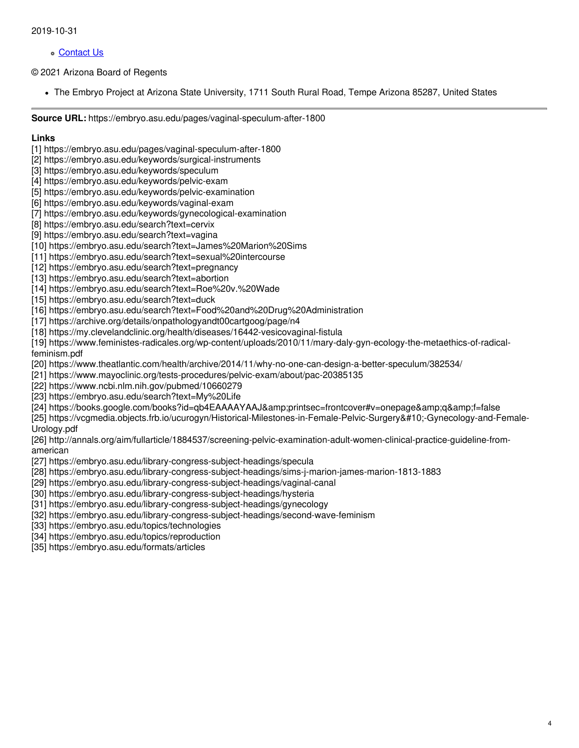2019-10-31

- Contact Us

© 2021 Arizona Board of Regents

- The Embryo Project at Arizona State University, 1711 South Rural Road, Tempe Arizona 85287, United States

---

**Source URL:** https://embryo.asu.edu/pages/vaginal-speculum-after-1800

**Links**

[1] https://embryo.asu.edu/pages/vaginal-speculum-after-1800
[2] https://embryo.asu.edu/keywords/surgical-instruments
[3] https://embryo.asu.edu/keywords/speculum
[4] https://embryo.asu.edu/keywords/pelvic-exam
[5] https://embryo.asu.edu/keywords/pelvic-examination
[6] https://embryo.asu.edu/keywords/vaginal-exam
[7] https://embryo.asu.edu/keywords/gynecological-examination
[8] https://embryo.asu.edu/search?text=cervix
[9] https://embryo.asu.edu/search?text=vagina
[10] https://embryo.asu.edu/search?text=James%20Marion%20Sims
[11] https://embryo.asu.edu/search?text=sexual%20intercourse
[12] https://embryo.asu.edu/search?text=pregnancy
[13] https://embryo.asu.edu/search?text=abortion
[14] https://embryo.asu.edu/search?text=Roe%20v.%20Wade
[15] https://embryo.asu.edu/search?text=duck
[16] https://embryo.asu.edu/search?text=Food%20and%20Drug%20Administration
[17] https://archive.org/details/onpathologyandt00cartgoog/page/n4
[18] https://my.clevelandclinic.org/health/diseases/16442-vesicovaginal-fistula
[19] https://www.feministes-radicales.org/wp-content/uploads/2010/11/mary-daly-gyn-ecology-the-metaethics-of-radical-feminism.pdf
[20] https://www.theatlantic.com/health/archive/2014/11/why-no-one-can-design-a-better-speculum/382534/
[21] https://www.mayoclinic.org/tests-procedures/pelvic-exam/about/pac-20385135
[22] https://www.ncbi.nlm.nih.gov/pubmed/10660279
[23] https://embryo.asu.edu/search?text=My%20Life
[24] https://books.google.com/books?id=qb4EAAAAYAAJ&amp;printsec=frontcover#v=onepage&amp;q&amp;f=false
[25] https://vcgmedia.objects.frb.io/ucurogyn/Historical-Milestones-in-Female-Pelvic-Surgery&#10;-Gynecology-and-Female-Urology.pdf
[26] http://annals.org/aim/fullarticle/1884537/screening-pelvic-examination-adult-women-clinical-practice-guideline-from-american
[27] https://embryo.asu.edu/library-congress-subject-headings/specula
[28] https://embryo.asu.edu/library-congress-subject-headings/sims-j-marion-james-marion-1813-1883
[29] https://embryo.asu.edu/library-congress-subject-headings/vaginal-canal
[30] https://embryo.asu.edu/library-congress-subject-headings/hysteria
[31] https://embryo.asu.edu/library-congress-subject-headings/gynecology
[32] https://embryo.asu.edu/library-congress-subject-headings/second-wave-feminism
[33] https://embryo.asu.edu/topics/technologies
[34] https://embryo.asu.edu/topics/reproduction
[35] https://embryo.asu.edu/formats/articles